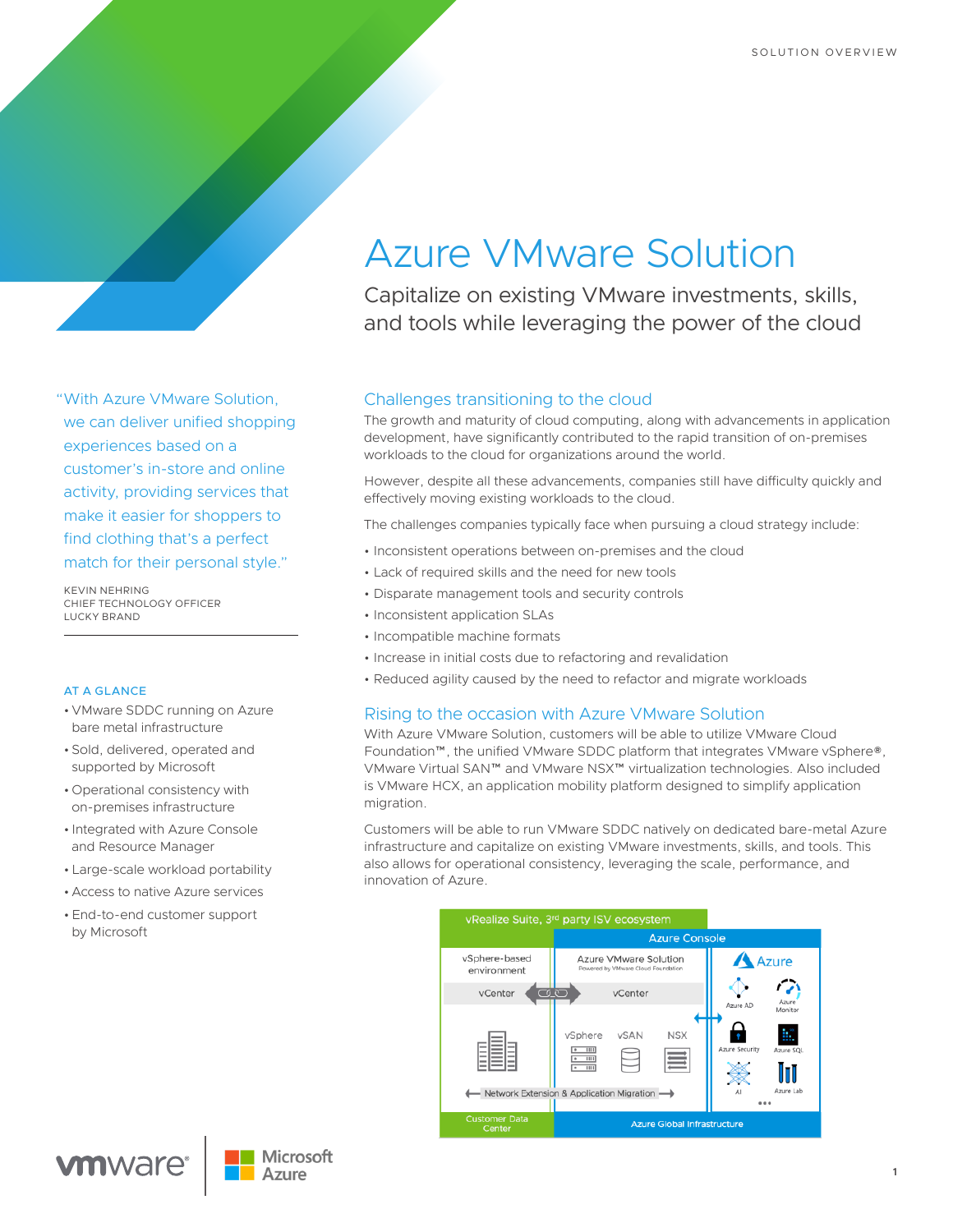SOLUTION OVERVIEW

# Azure VMware Solution

Capitalize on existing VMware investments, skills, and tools while leveraging the power of the cloud

"With Azure VMware Solution, we can deliver unified shopping experiences based on a customer's in-store and online activity, providing services that make it easier for shoppers to find clothing that's a perfect match for their personal style."

KEVIN NEHRING
CHIEF TECHNOLOGY OFFICER
LUCKY BRAND

### AT A GLANCE

- VMware SDDC running on Azure bare metal infrastructure
- Sold, delivered, operated and supported by Microsoft
- Operational consistency with on-premises infrastructure
- Integrated with Azure Console and Resource Manager
- Large-scale workload portability
- Access to native Azure services
- End-to-end customer support by Microsoft

## Challenges transitioning to the cloud

The growth and maturity of cloud computing, along with advancements in application development, have significantly contributed to the rapid transition of on-premises workloads to the cloud for organizations around the world.

However, despite all these advancements, companies still have difficulty quickly and effectively moving existing workloads to the cloud.

The challenges companies typically face when pursuing a cloud strategy include:

- Inconsistent operations between on-premises and the cloud
- Lack of required skills and the need for new tools
- Disparate management tools and security controls
- Inconsistent application SLAs
- Incompatible machine formats
- Increase in initial costs due to refactoring and revalidation
- Reduced agility caused by the need to refactor and migrate workloads

## Rising to the occasion with Azure VMware Solution

With Azure VMware Solution, customers will be able to utilize VMware Cloud Foundation™, the unified VMware SDDC platform that integrates VMware vSphere®, VMware Virtual SAN™ and VMware NSX™ virtualization technologies. Also included is VMware HCX, an application mobility platform designed to simplify application migration.

Customers will be able to run VMware SDDC natively on dedicated bare-metal Azure infrastructure and capitalize on existing VMware investments, skills, and tools. This also allows for operational consistency, leveraging the scale, performance, and innovation of Azure.

vRealize Suite, 3rd party ISV ecosystem

Azure Console

vSphere-based environment | Azure VMware Solution (Powered by VMware Cloud Foundation) | Azure

vCenter | vCenter

vSphere | vSAN | NSX

Azure AD | Azure Monitor | Azure Security | Azure SQL | AI | Azure Lab

Network Extension & Application Migration

Customer Data Center | Azure Global Infrastructure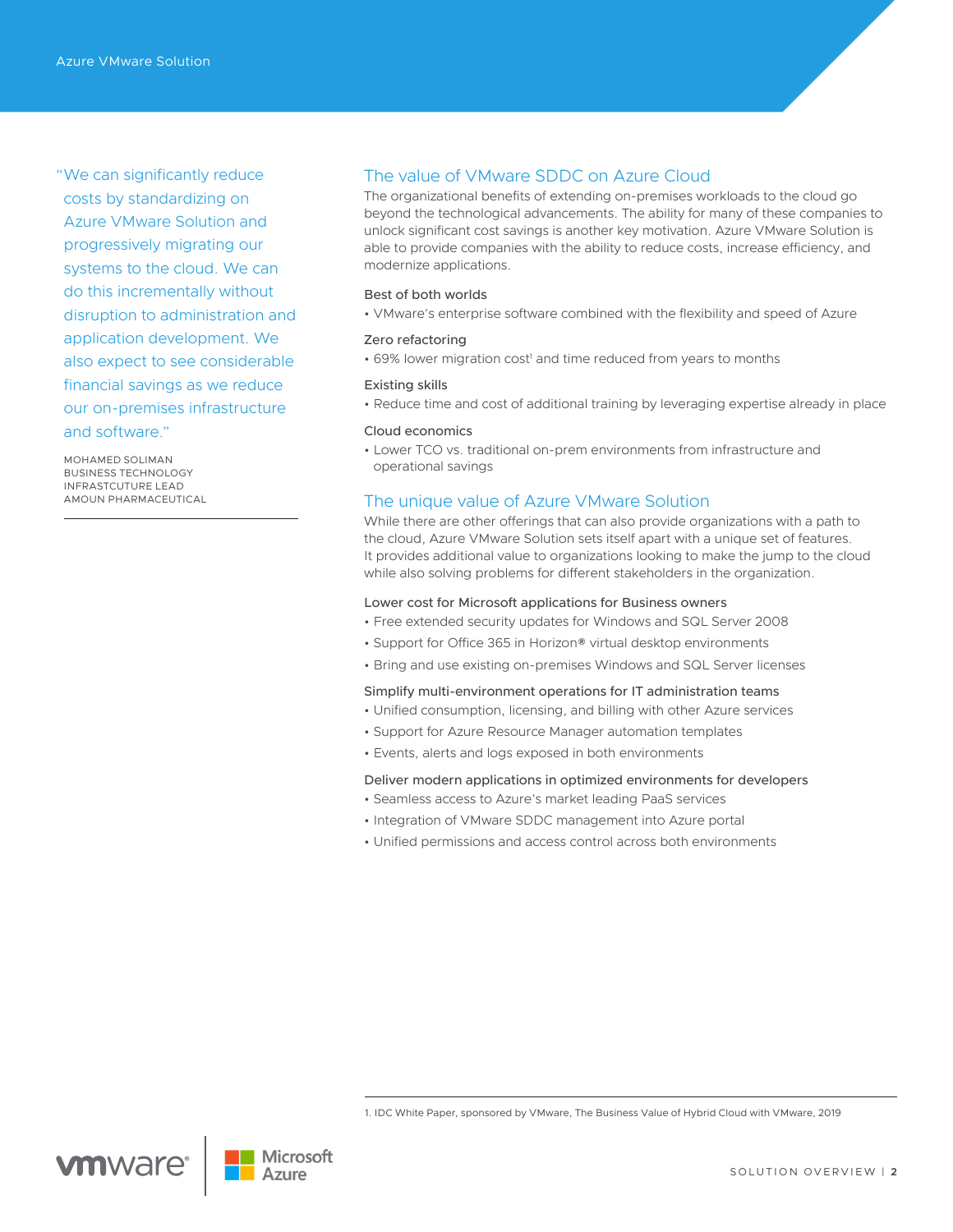> "We can significantly reduce costs by standardizing on Azure VMware Solution and progressively migrating our systems to the cloud. We can do this incrementally without disruption to administration and application development. We also expect to see considerable financial savings as we reduce our on-premises infrastructure and software."
>
> MOHAMED SOLIMAN
> BUSINESS TECHNOLOGY INFRASTCUTURE LEAD
> AMOUN PHARMACEUTICAL

## The value of VMware SDDC on Azure Cloud

The organizational benefits of extending on-premises workloads to the cloud go beyond the technological advancements. The ability for many of these companies to unlock significant cost savings is another key motivation. Azure VMware Solution is able to provide companies with the ability to reduce costs, increase efficiency, and modernize applications.

### Best of both worlds

- VMware's enterprise software combined with the flexibility and speed of Azure

### Zero refactoring

- 69% lower migration cost[1] and time reduced from years to months

### Existing skills

- Reduce time and cost of additional training by leveraging expertise already in place

### Cloud economics

- Lower TCO vs. traditional on-prem environments from infrastructure and operational savings

## The unique value of Azure VMware Solution

While there are other offerings that can also provide organizations with a path to the cloud, Azure VMware Solution sets itself apart with a unique set of features. It provides additional value to organizations looking to make the jump to the cloud while also solving problems for different stakeholders in the organization.

### Lower cost for Microsoft applications for Business owners

- Free extended security updates for Windows and SQL Server 2008
- Support for Office 365 in Horizon® virtual desktop environments
- Bring and use existing on-premises Windows and SQL Server licenses

### Simplify multi-environment operations for IT administration teams

- Unified consumption, licensing, and billing with other Azure services
- Support for Azure Resource Manager automation templates
- Events, alerts and logs exposed in both environments

### Deliver modern applications in optimized environments for developers

- Seamless access to Azure's market leading PaaS services
- Integration of VMware SDDC management into Azure portal
- Unified permissions and access control across both environments

---

1. IDC White Paper, sponsored by VMware, The Business Value of Hybrid Cloud with VMware, 2019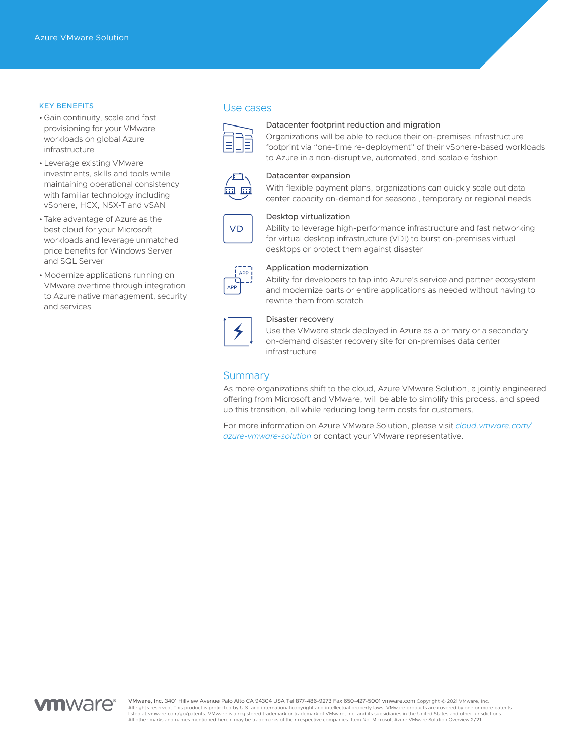### KEY BENEFITS

- Gain continuity, scale and fast provisioning for your VMware workloads on global Azure infrastructure
- Leverage existing VMware investments, skills and tools while maintaining operational consistency with familiar technology including vSphere, HCX, NSX-T and vSAN
- Take advantage of Azure as the best cloud for your Microsoft workloads and leverage unmatched price benefits for Windows Server and SQL Server
- Modernize applications running on VMware overtime through integration to Azure native management, security and services

## Use cases

**Datacenter footprint reduction and migration**
Organizations will be able to reduce their on-premises infrastructure footprint via "one-time re-deployment" of their vSphere-based workloads to Azure in a non-disruptive, automated, and scalable fashion

**Datacenter expansion**
With flexible payment plans, organizations can quickly scale out data center capacity on-demand for seasonal, temporary or regional needs

**Desktop virtualization**
Ability to leverage high-performance infrastructure and fast networking for virtual desktop infrastructure (VDI) to burst on-premises virtual desktops or protect them against disaster

**Application modernization**
Ability for developers to tap into Azure's service and partner ecosystem and modernize parts or entire applications as needed without having to rewrite them from scratch

**Disaster recovery**
Use the VMware stack deployed in Azure as a primary or a secondary on-demand disaster recovery site for on-premises data center infrastructure

## Summary

As more organizations shift to the cloud, Azure VMware Solution, a jointly engineered offering from Microsoft and VMware, will be able to simplify this process, and speed up this transition, all while reducing long term costs for customers.

For more information on Azure VMware Solution, please visit *cloud.vmware.com/azure-vmware-solution* or contact your VMware representative.

VMware, Inc. 3401 Hillview Avenue Palo Alto CA 94304 USA Tel 877-486-9273 Fax 650-427-5001 vmware.com Copyright © 2021 VMware, Inc. All rights reserved. This product is protected by U.S. and international copyright and intellectual property laws. VMware products are covered by one or more patents listed at vmware.com/go/patents. VMware is a registered trademark or trademark of VMware, Inc. and its subsidiaries in the United States and other jurisdictions. All other marks and names mentioned herein may be trademarks of their respective companies. Item No: Microsoft Azure VMware Solution Overview 2/21